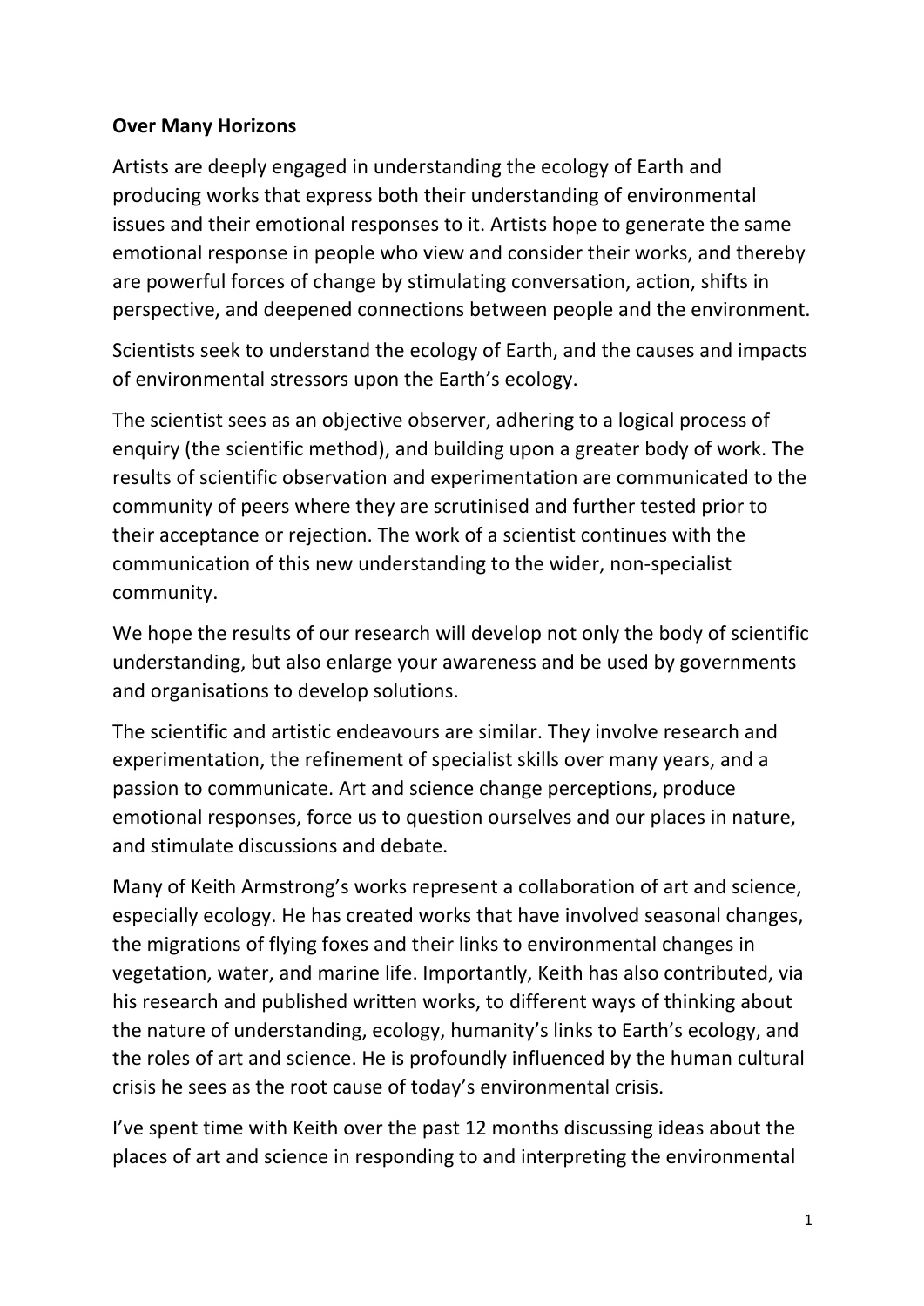**Over Many Horizons**

Artists are deeply engaged in understanding the ecology of Earth and producing works that express both their understanding of environmental issues and their emotional responses to it. Artists hope to generate the same emotional response in people who view and consider their works, and thereby are powerful forces of change by stimulating conversation, action, shifts in perspective, and deepened connections between people and the environment.

Scientists seek to understand the ecology of Earth, and the causes and impacts of environmental stressors upon the Earth's ecology.

The scientist sees as an objective observer, adhering to a logical process of enquiry (the scientific method), and building upon a greater body of work. The results of scientific observation and experimentation are communicated to the community of peers where they are scrutinised and further tested prior to their acceptance or rejection. The work of a scientist continues with the communication of this new understanding to the wider, non-specialist community.

We hope the results of our research will develop not only the body of scientific understanding, but also enlarge your awareness and be used by governments and organisations to develop solutions.

The scientific and artistic endeavours are similar. They involve research and experimentation, the refinement of specialist skills over many years, and a passion to communicate. Art and science change perceptions, produce emotional responses, force us to question ourselves and our places in nature, and stimulate discussions and debate.

Many of Keith Armstrong's works represent a collaboration of art and science, especially ecology. He has created works that have involved seasonal changes, the migrations of flying foxes and their links to environmental changes in vegetation, water, and marine life. Importantly, Keith has also contributed, via his research and published written works, to different ways of thinking about the nature of understanding, ecology, humanity's links to Earth's ecology, and the roles of art and science. He is profoundly influenced by the human cultural crisis he sees as the root cause of today's environmental crisis.

I've spent time with Keith over the past 12 months discussing ideas about the places of art and science in responding to and interpreting the environmental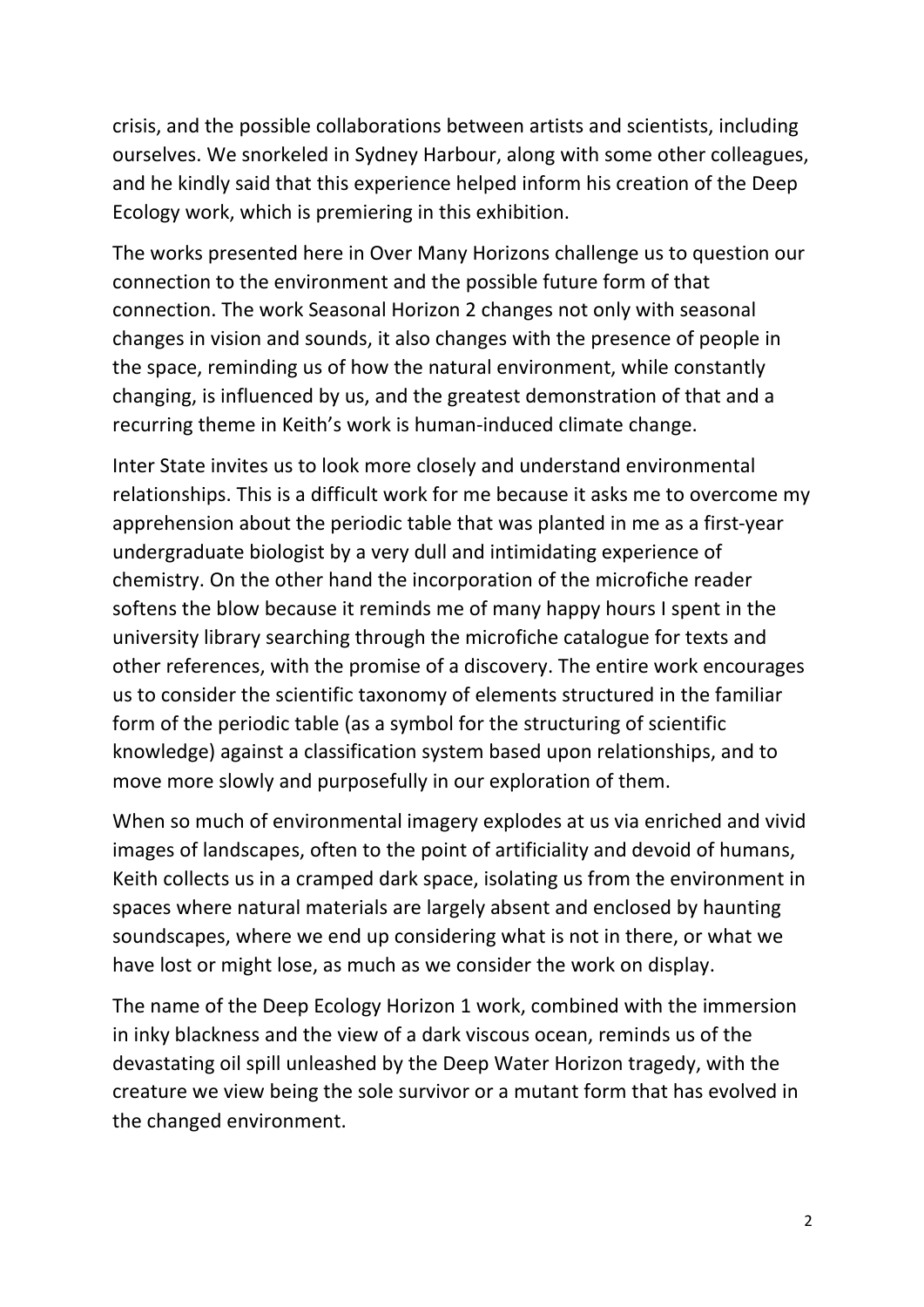crisis, and the possible collaborations between artists and scientists, including ourselves. We snorkeled in Sydney Harbour, along with some other colleagues, and he kindly said that this experience helped inform his creation of the Deep Ecology work, which is premiering in this exhibition.

The works presented here in Over Many Horizons challenge us to question our connection to the environment and the possible future form of that connection. The work Seasonal Horizon 2 changes not only with seasonal changes in vision and sounds, it also changes with the presence of people in the space, reminding us of how the natural environment, while constantly changing, is influenced by us, and the greatest demonstration of that and a recurring theme in Keith's work is human-induced climate change.

Inter State invites us to look more closely and understand environmental relationships. This is a difficult work for me because it asks me to overcome my apprehension about the periodic table that was planted in me as a first-year undergraduate biologist by a very dull and intimidating experience of chemistry. On the other hand the incorporation of the microfiche reader softens the blow because it reminds me of many happy hours I spent in the university library searching through the microfiche catalogue for texts and other references, with the promise of a discovery. The entire work encourages us to consider the scientific taxonomy of elements structured in the familiar form of the periodic table (as a symbol for the structuring of scientific knowledge) against a classification system based upon relationships, and to move more slowly and purposefully in our exploration of them.

When so much of environmental imagery explodes at us via enriched and vivid images of landscapes, often to the point of artificiality and devoid of humans, Keith collects us in a cramped dark space, isolating us from the environment in spaces where natural materials are largely absent and enclosed by haunting soundscapes, where we end up considering what is not in there, or what we have lost or might lose, as much as we consider the work on display.

The name of the Deep Ecology Horizon 1 work, combined with the immersion in inky blackness and the view of a dark viscous ocean, reminds us of the devastating oil spill unleashed by the Deep Water Horizon tragedy, with the creature we view being the sole survivor or a mutant form that has evolved in the changed environment.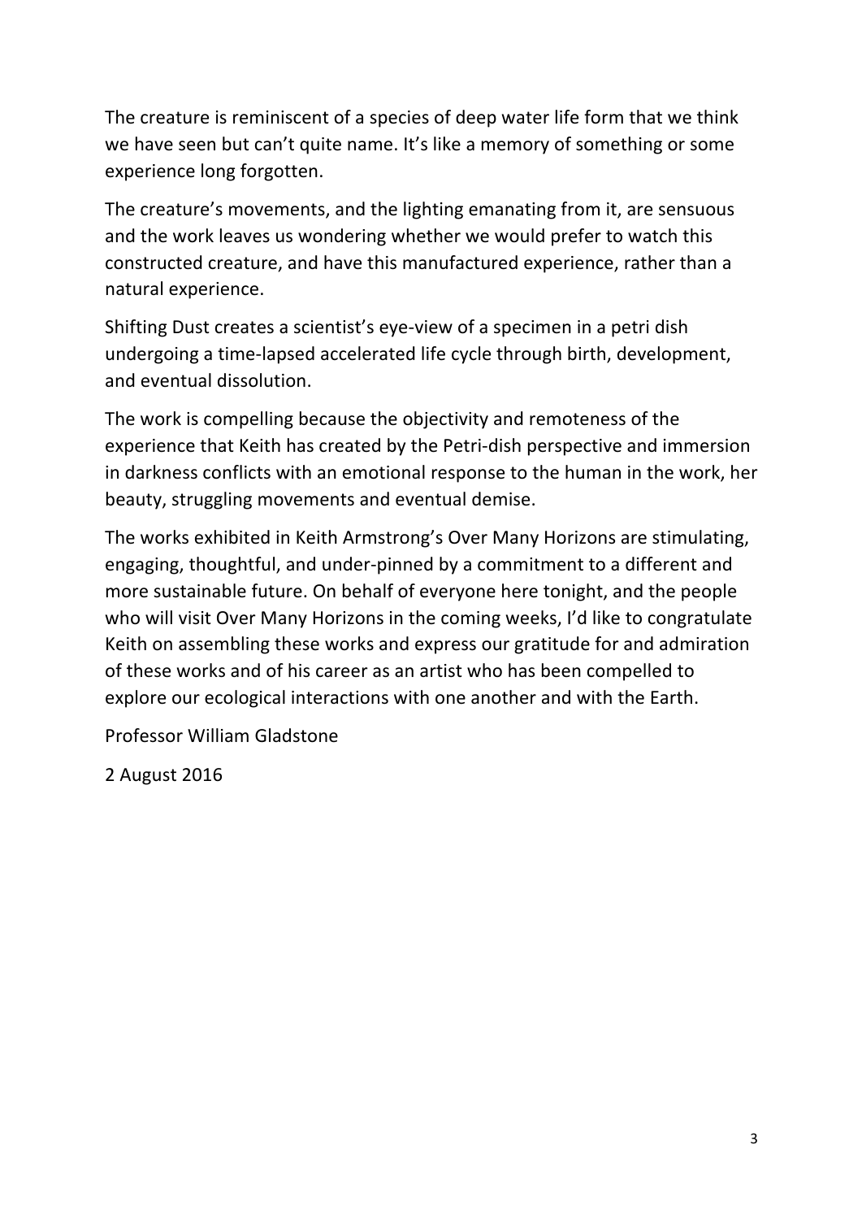The creature is reminiscent of a species of deep water life form that we think we have seen but can't quite name. It's like a memory of something or some experience long forgotten.

The creature's movements, and the lighting emanating from it, are sensuous and the work leaves us wondering whether we would prefer to watch this constructed creature, and have this manufactured experience, rather than a natural experience.

Shifting Dust creates a scientist's eye-view of a specimen in a petri dish undergoing a time-lapsed accelerated life cycle through birth, development, and eventual dissolution.

The work is compelling because the objectivity and remoteness of the experience that Keith has created by the Petri-dish perspective and immersion in darkness conflicts with an emotional response to the human in the work, her beauty, struggling movements and eventual demise.

The works exhibited in Keith Armstrong's Over Many Horizons are stimulating, engaging, thoughtful, and under-pinned by a commitment to a different and more sustainable future. On behalf of everyone here tonight, and the people who will visit Over Many Horizons in the coming weeks, I'd like to congratulate Keith on assembling these works and express our gratitude for and admiration of these works and of his career as an artist who has been compelled to explore our ecological interactions with one another and with the Earth.

Professor William Gladstone

2 August 2016